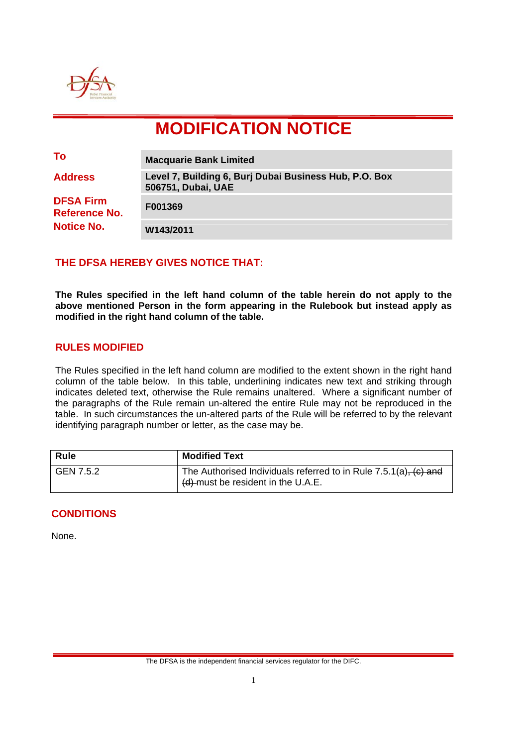# MODIFICATION NOTICE

| | |
|---|---|
| **To** | **Macquarie Bank Limited** |
| **Address** | **Level 7, Building 6, Burj Dubai Business Hub, P.O. Box 506751, Dubai, UAE** |
| **DFSA Firm Reference No.** | **F001369** |
| **Notice No.** | **W143/2011** |

## THE DFSA HEREBY GIVES NOTICE THAT:

**The Rules specified in the left hand column of the table herein do not apply to the above mentioned Person in the form appearing in the Rulebook but instead apply as modified in the right hand column of the table.**

## RULES MODIFIED

The Rules specified in the left hand column are modified to the extent shown in the right hand column of the table below. In this table, underlining indicates new text and striking through indicates deleted text, otherwise the Rule remains unaltered. Where a significant number of the paragraphs of the Rule remain un-altered the entire Rule may not be reproduced in the table. In such circumstances the un-altered parts of the Rule will be referred to by the relevant identifying paragraph number or letter, as the case may be.

| Rule | Modified Text |
|---|---|
| GEN 7.5.2 | The Authorised Individuals referred to in Rule 7.5.1(a)~~, (c) and (d)~~ must be resident in the U.A.E. |

## CONDITIONS

None.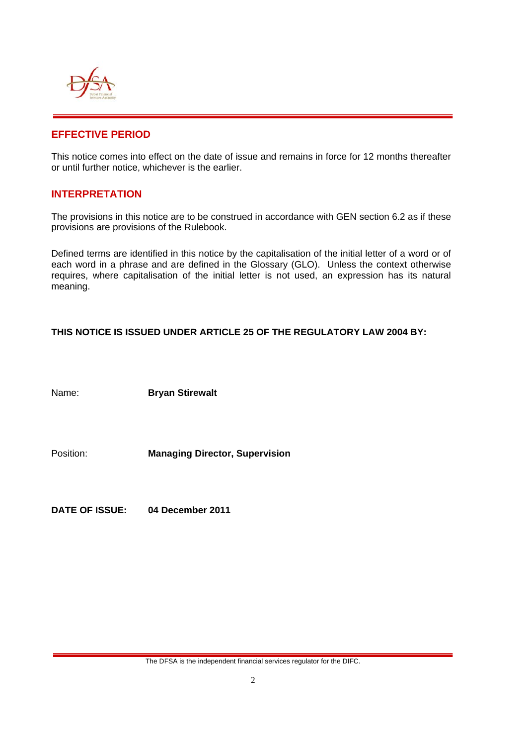## EFFECTIVE PERIOD

This notice comes into effect on the date of issue and remains in force for 12 months thereafter or until further notice, whichever is the earlier.

## INTERPRETATION

The provisions in this notice are to be construed in accordance with GEN section 6.2 as if these provisions are provisions of the Rulebook.

Defined terms are identified in this notice by the capitalisation of the initial letter of a word or of each word in a phrase and are defined in the Glossary (GLO). Unless the context otherwise requires, where capitalisation of the initial letter is not used, an expression has its natural meaning.

**THIS NOTICE IS ISSUED UNDER ARTICLE 25 OF THE REGULATORY LAW 2004 BY:**

Name: **Bryan Stirewalt**

Position: **Managing Director, Supervision**

**DATE OF ISSUE: 04 December 2011**